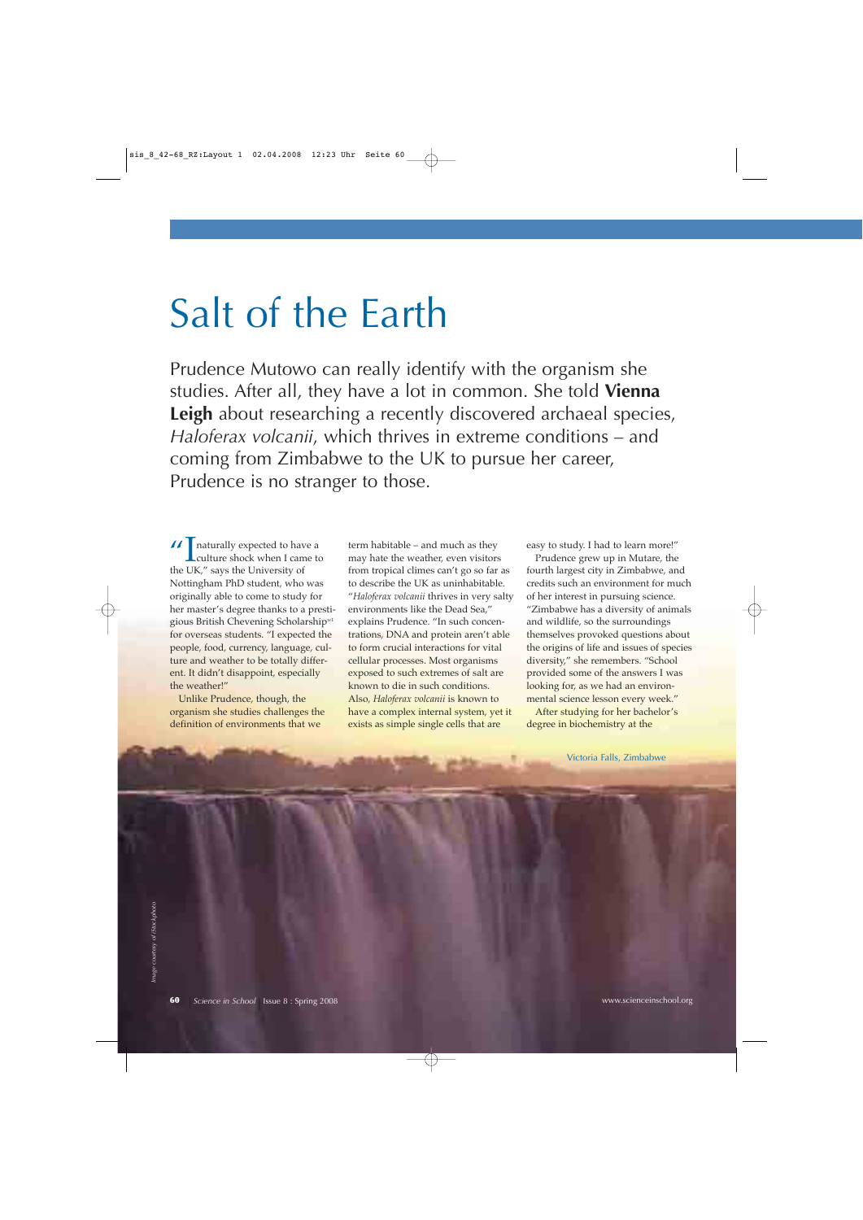# Salt of the Earth

Prudence Mutowo can really identify with the organism she studies. After all, they have a lot in common. She told **Vienna Leigh** about researching a recently discovered archaeal species, *Haloferax volcanii*, which thrives in extreme conditions – and coming from Zimbabwe to the UK to pursue her career, Prudence is no stranger to those.

"I naturally expected to have a culture shock when I came to the UK," says the University of Nottingham PhD student, who was originally able to come to study for her master's degree thanks to a prestigious British Chevening Scholarship[w1] for overseas students. "I expected the people, food, currency, language, culture and weather to be totally different. It didn't disappoint, especially the weather!"

Unlike Prudence, though, the organism she studies challenges the definition of environments that we term habitable – and much as they may hate the weather, even visitors from tropical climes can't go so far as to describe the UK as uninhabitable. "*Haloferax volcanii* thrives in very salty environments like the Dead Sea," explains Prudence. "In such concentrations, DNA and protein aren't able to form crucial interactions for vital cellular processes. Most organisms exposed to such extremes of salt are known to die in such conditions. Also, *Haloferax volcanii* is known to have a complex internal system, yet it exists as simple single cells that are easy to study. I had to learn more!"

Prudence grew up in Mutare, the fourth largest city in Zimbabwe, and credits such an environment for much of her interest in pursuing science. "Zimbabwe has a diversity of animals and wildlife, so the surroundings themselves provoked questions about the origins of life and issues of species diversity," she remembers. "School provided some of the answers I was looking for, as we had an environmental science lesson every week."

After studying for her bachelor's degree in biochemistry at the

Victoria Falls, Zimbabwe

Image courtesy of iStockphoto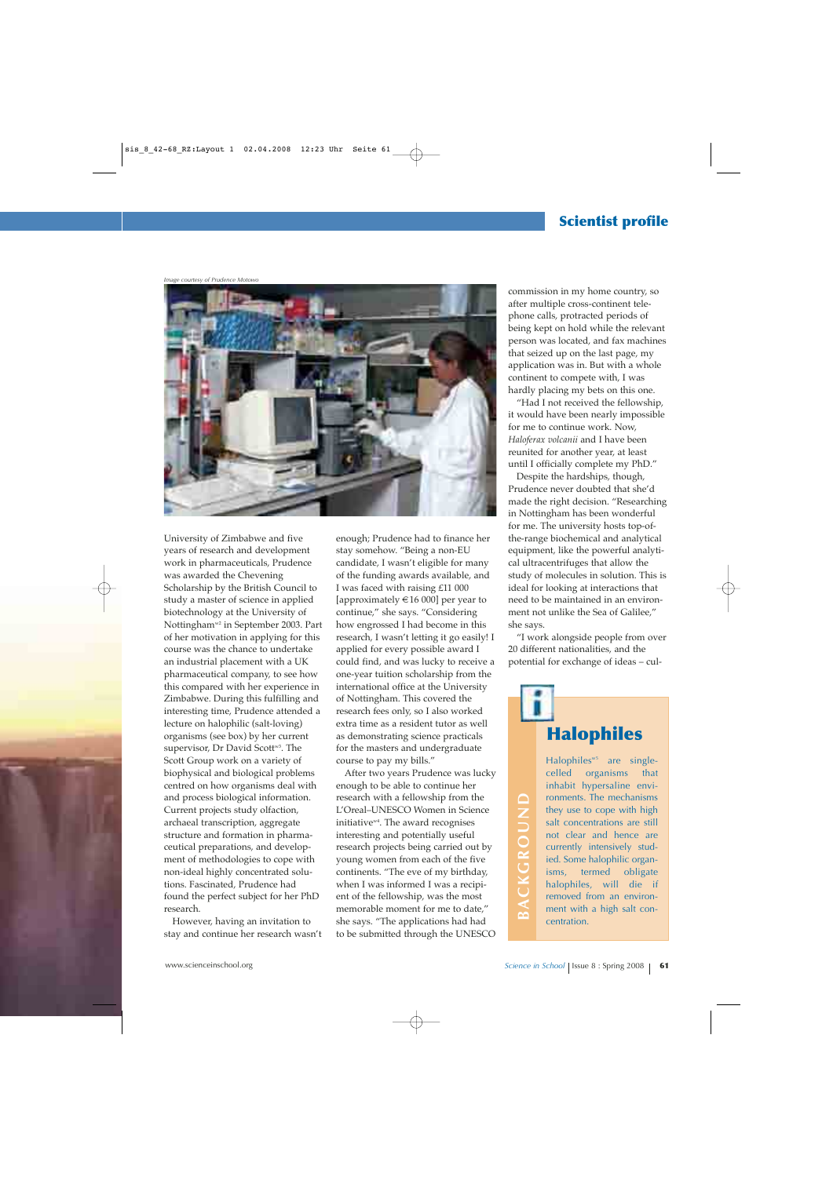Image courtesy of Prudence Mutowo

University of Zimbabwe and five years of research and development work in pharmaceuticals, Prudence was awarded the Chevening Scholarship by the British Council to study a master of science in applied biotechnology at the University of Nottingham[w2] in September 2003. Part of her motivation in applying for this course was the chance to undertake an industrial placement with a UK pharmaceutical company, to see how this compared with her experience in Zimbabwe. During this fulfilling and interesting time, Prudence attended a lecture on halophilic (salt-loving) organisms (see box) by her current supervisor, Dr David Scott[w3]. The Scott Group work on a variety of biophysical and biological problems centred on how organisms deal with and process biological information. Current projects study olfaction, archaeal transcription, aggregate structure and formation in pharmaceutical preparations, and development of methodologies to cope with non-ideal highly concentrated solutions. Fascinated, Prudence had found the perfect subject for her PhD research.

However, having an invitation to stay and continue her research wasn't enough; Prudence had to finance her stay somehow. "Being a non-EU candidate, I wasn't eligible for many of the funding awards available, and I was faced with raising £11 000 [approximately €16 000] per year to continue," she says. "Considering how engrossed I had become in this research, I wasn't letting it go easily! I applied for every possible award I could find, and was lucky to receive a one-year tuition scholarship from the international office at the University of Nottingham. This covered the research fees only, so I also worked extra time as a resident tutor as well as demonstrating science practicals for the masters and undergraduate course to pay my bills."

After two years Prudence was lucky enough to be able to continue her research with a fellowship from the L'Oreal–UNESCO Women in Science initiative[w4]. The award recognises interesting and potentially useful research projects being carried out by young women from each of the five continents. "The eve of my birthday, when I was informed I was a recipient of the fellowship, was the most memorable moment for me to date," she says. "The applications had had to be submitted through the UNESCO commission in my home country, so after multiple cross-continent telephone calls, protracted periods of being kept on hold while the relevant person was located, and fax machines that seized up on the last page, my application was in. But with a whole continent to compete with, I was hardly placing my bets on this one.

"Had I not received the fellowship, it would have been nearly impossible for me to continue work. Now, *Haloferax volcanii* and I have been reunited for another year, at least until I officially complete my PhD."

Despite the hardships, though, Prudence never doubted that she'd made the right decision. "Researching in Nottingham has been wonderful for me. The university hosts top-of-the-range biochemical and analytical equipment, like the powerful analytical ultracentrifuges that allow the study of molecules in solution. This is ideal for looking at interactions that need to be maintained in an environment not unlike the Sea of Galilee," she says.

"I work alongside people from over 20 different nationalities, and the potential for exchange of ideas – cul-

## Halophiles

BACKGROUND

Halophiles[w5] are single-celled organisms that inhabit hypersaline environments. The mechanisms they use to cope with high salt concentrations are still not clear and hence are currently intensively studied. Some halophilic organisms, termed obligate halophiles, will die if removed from an environment with a high salt concentration.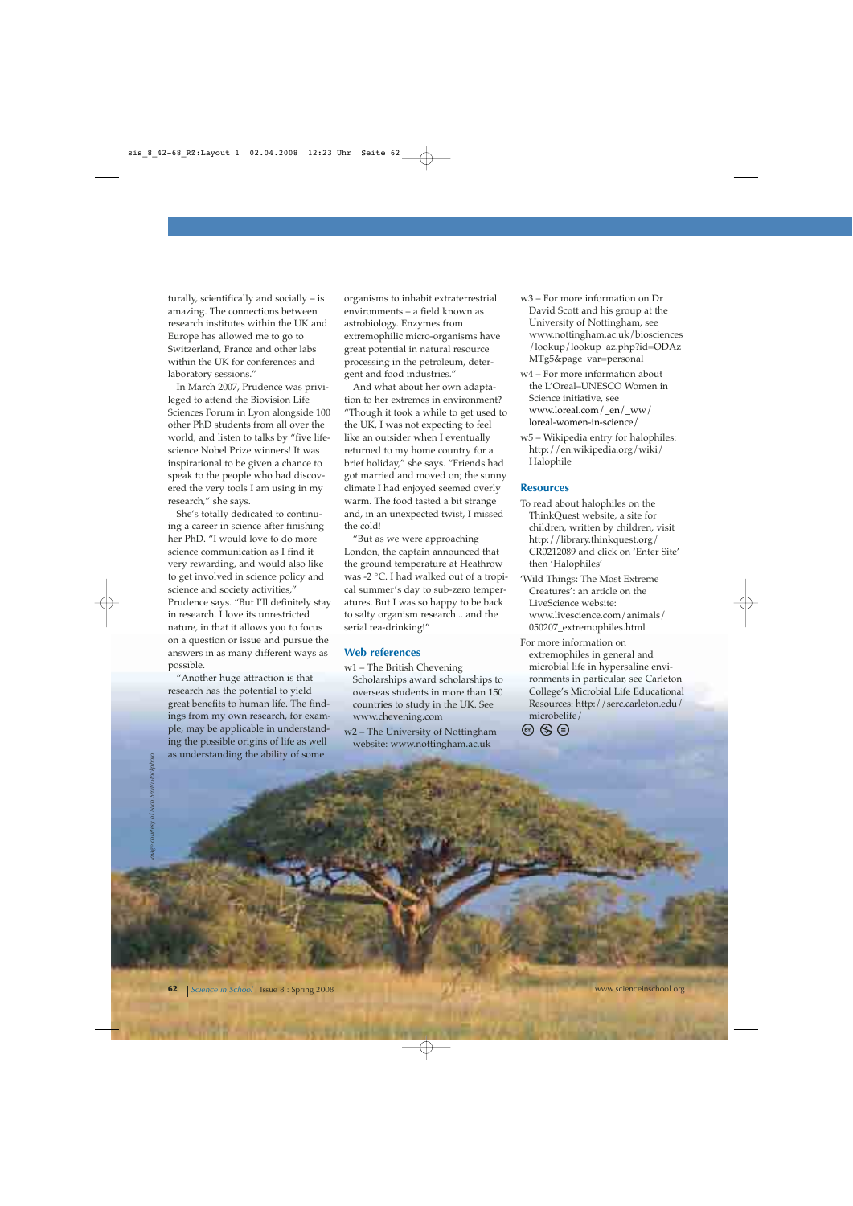turally, scientifically and socially – is amazing. The connections between research institutes within the UK and Europe has allowed me to go to Switzerland, France and other labs within the UK for conferences and laboratory sessions."

In March 2007, Prudence was privileged to attend the Biovision Life Sciences Forum in Lyon alongside 100 other PhD students from all over the world, and listen to talks by "five life-science Nobel Prize winners! It was inspirational to be given a chance to speak to the people who had discovered the very tools I am using in my research," she says.

She's totally dedicated to continuing a career in science after finishing her PhD. "I would love to do more science communication as I find it very rewarding, and would also like to get involved in science policy and science and society activities," Prudence says. "But I'll definitely stay in research. I love its unrestricted nature, in that it allows you to focus on a question or issue and pursue the answers in as many different ways as possible.

"Another huge attraction is that research has the potential to yield great benefits to human life. The findings from my own research, for example, may be applicable in understanding the possible origins of life as well as understanding the ability of some organisms to inhabit extraterrestrial environments – a field known as astrobiology. Enzymes from extremophilic micro-organisms have great potential in natural resource processing in the petroleum, detergent and food industries."

And what about her own adaptation to her extremes in environment? "Though it took a while to get used to the UK, I was not expecting to feel like an outsider when I eventually returned to my home country for a brief holiday," she says. "Friends had got married and moved on; the sunny climate I had enjoyed seemed overly warm. The food tasted a bit strange and, in an unexpected twist, I missed the cold!

"But as we were approaching London, the captain announced that the ground temperature at Heathrow was -2 °C. I had walked out of a tropical summer's day to sub-zero temperatures. But I was so happy to be back to salty organism research... and the serial tea-drinking!"

### Web references

w1 – The British Chevening Scholarships award scholarships to overseas students in more than 150 countries to study in the UK. See www.chevening.com

w2 – The University of Nottingham website: www.nottingham.ac.uk

w3 – For more information on Dr David Scott and his group at the University of Nottingham, see www.nottingham.ac.uk/biosciences/lookup/lookup_az.php?id=ODAzMTg5&page_var=personal

w4 – For more information about the L'Oreal–UNESCO Women in Science initiative, see www.loreal.com/_en/_ww/loreal-women-in-science/

w5 – Wikipedia entry for halophiles: http://en.wikipedia.org/wiki/Halophile

### Resources

To read about halophiles on the ThinkQuest website, a site for children, written by children, visit http://library.thinkquest.org/CR0212089 and click on 'Enter Site' then 'Halophiles'

'Wild Things: The Most Extreme Creatures': an article on the LiveScience website: www.livescience.com/animals/050207_extremophiles.html

For more information on extremophiles in general and microbial life in hypersaline environments in particular, see Carleton College's Microbial Life Educational Resources: http://serc.carleton.edu/microbelife/

Image courtesy of Nico Smit/iStockphoto